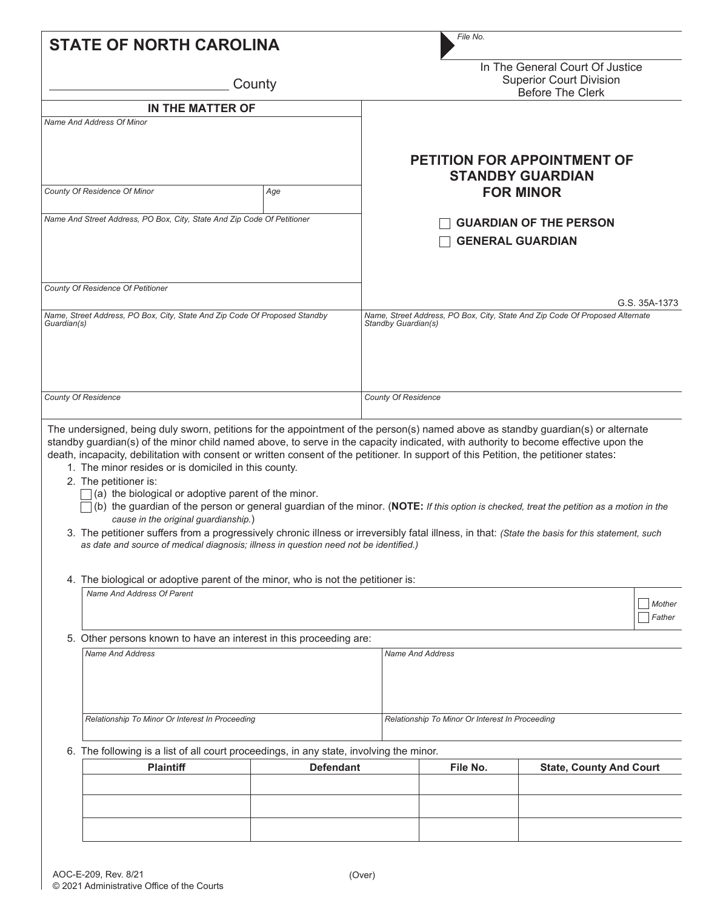# STATE OF NORTH CAROLINA

_________________________ County

*File No.*

In The General Court Of Justice
Superior Court Division
Before The Clerk

**IN THE MATTER OF**

*Name And Address Of Minor*

*County Of Residence Of Minor* | *Age*

*Name And Street Address, PO Box, City, State And Zip Code Of Petitioner*

*County Of Residence Of Petitioner*

## PETITION FOR APPOINTMENT OF STANDBY GUARDIAN FOR MINOR

☐ **GUARDIAN OF THE PERSON**

☐ **GENERAL GUARDIAN**

G.S. 35A-1373

*Name, Street Address, PO Box, City, State And Zip Code Of Proposed Standby Guardian(s)*

*County Of Residence*

*Name, Street Address, PO Box, City, State And Zip Code Of Proposed Alternate Standby Guardian(s)*

*County Of Residence*

The undersigned, being duly sworn, petitions for the appointment of the person(s) named above as standby guardian(s) or alternate standby guardian(s) of the minor child named above, to serve in the capacity indicated, with authority to become effective upon the death, incapacity, debilitation with consent or written consent of the petitioner. In support of this Petition, the petitioner states:

1. The minor resides or is domiciled in this county.
2. The petitioner is:
   - ☐ (a) the biological or adoptive parent of the minor.
   - ☐ (b) the guardian of the person or general guardian of the minor. (**NOTE:** *If this option is checked, treat the petition as a motion in the cause in the original guardianship.*)
3. The petitioner suffers from a progressively chronic illness or irreversibly fatal illness, in that: *(State the basis for this statement, such as date and source of medical diagnosis; illness in question need not be identified.)*
4. The biological or adoptive parent of the minor, who is not the petitioner is:

   *Name And Address Of Parent* ☐ *Mother* ☐ *Father*

5. Other persons known to have an interest in this proceeding are:

| *Name And Address* | *Name And Address* |
|---|---|
| | |
| *Relationship To Minor Or Interest In Proceeding* | *Relationship To Minor Or Interest In Proceeding* |
| | |

6. The following is a list of all court proceedings, in any state, involving the minor.

| Plaintiff | Defendant | File No. | State, County And Court |
|---|---|---|---|
| | | | |
| | | | |
| | | | |

AOC-E-209, Rev. 8/21
© 2021 Administrative Office of the Courts

(Over)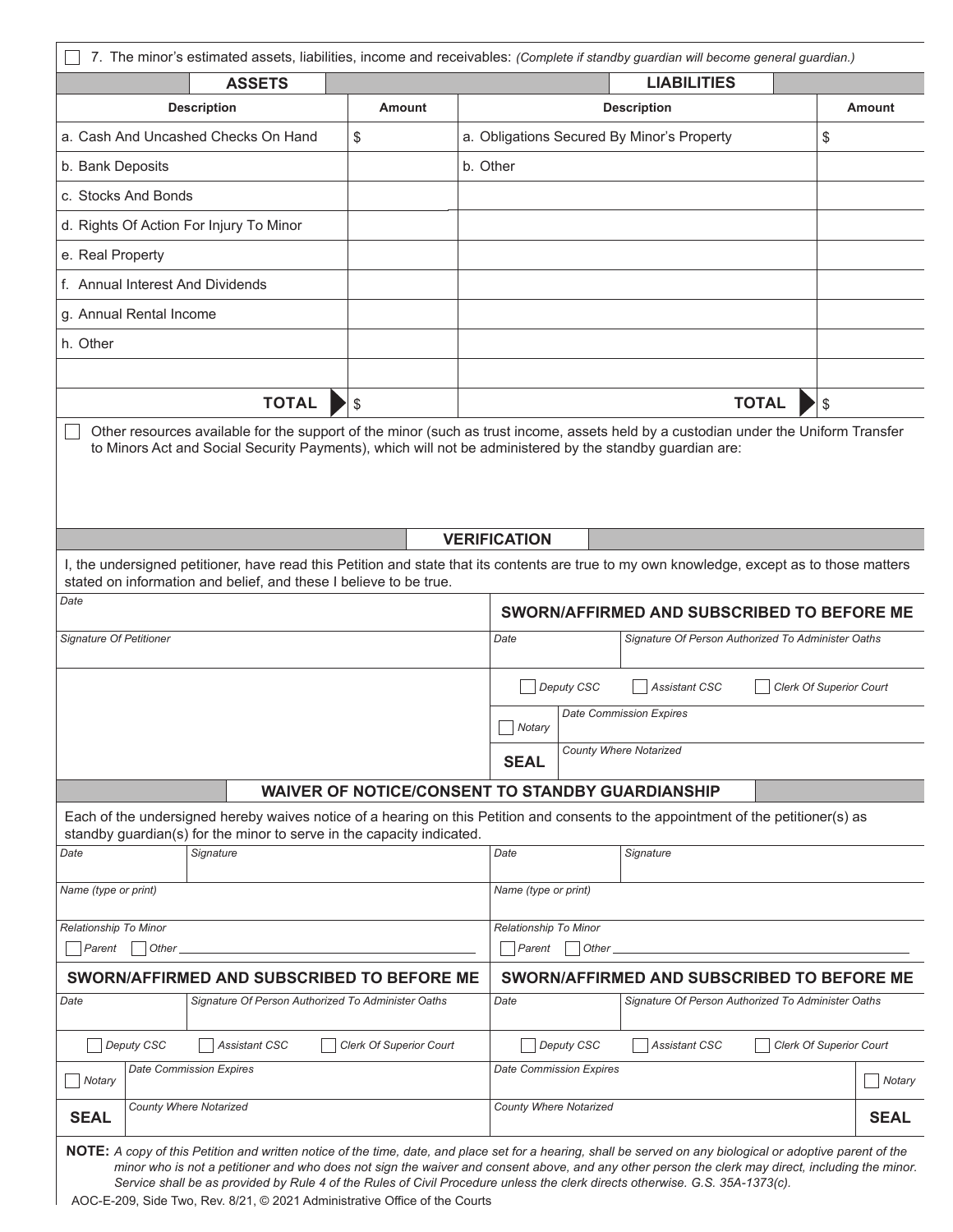☐ 7. The minor's estimated assets, liabilities, income and receivables: *(Complete if standby guardian will become general guardian.)*

| ASSETS | | LIABILITIES | |
|---|---|---|---|
| **Description** | **Amount** | **Description** | **Amount** |
| a. Cash And Uncashed Checks On Hand | $ | a. Obligations Secured By Minor's Property | $ |
| b. Bank Deposits | | b. Other | |
| c. Stocks And Bonds | | | |
| d. Rights Of Action For Injury To Minor | | | |
| e. Real Property | | | |
| f. Annual Interest And Dividends | | | |
| g. Annual Rental Income | | | |
| h. Other | | | |
| | | | |
| **TOTAL** | $ | **TOTAL** | $ |

☐ Other resources available for the support of the minor (such as trust income, assets held by a custodian under the Uniform Transfer to Minors Act and Social Security Payments), which will not be administered by the standby guardian are:

## VERIFICATION

I, the undersigned petitioner, have read this Petition and state that its contents are true to my own knowledge, except as to those matters stated on information and belief, and these I believe to be true.

*Date*

*Signature Of Petitioner*

**SWORN/AFFIRMED AND SUBSCRIBED TO BEFORE ME**

*Date* | *Signature Of Person Authorized To Administer Oaths*

☐ *Deputy CSC* ☐ *Assistant CSC* ☐ *Clerk Of Superior Court*

☐ *Notary* | *Date Commission Expires*

**SEAL** | *County Where Notarized*

## WAIVER OF NOTICE/CONSENT TO STANDBY GUARDIANSHIP

Each of the undersigned hereby waives notice of a hearing on this Petition and consents to the appointment of the petitioner(s) as standby guardian(s) for the minor to serve in the capacity indicated.

| | |
|---|---|
| *Date* / *Signature* | *Date* / *Signature* |
| *Name (type or print)* | *Name (type or print)* |
| *Relationship To Minor* ☐ *Parent* ☐ *Other* | *Relationship To Minor* ☐ *Parent* ☐ *Other* |
| **SWORN/AFFIRMED AND SUBSCRIBED TO BEFORE ME** | **SWORN/AFFIRMED AND SUBSCRIBED TO BEFORE ME** |
| *Date* / *Signature Of Person Authorized To Administer Oaths* | *Date* / *Signature Of Person Authorized To Administer Oaths* |
| ☐ *Deputy CSC* ☐ *Assistant CSC* ☐ *Clerk Of Superior Court* | ☐ *Deputy CSC* ☐ *Assistant CSC* ☐ *Clerk Of Superior Court* |
| ☐ *Notary* *Date Commission Expires* | *Date Commission Expires* ☐ *Notary* |
| **SEAL** *County Where Notarized* | *County Where Notarized* **SEAL** |

**NOTE:** *A copy of this Petition and written notice of the time, date, and place set for a hearing, shall be served on any biological or adoptive parent of the minor who is not a petitioner and who does not sign the waiver and consent above, and any other person the clerk may direct, including the minor. Service shall be as provided by Rule 4 of the Rules of Civil Procedure unless the clerk directs otherwise. G.S. 35A-1373(c).*

AOC-E-209, Side Two, Rev. 8/21, © 2021 Administrative Office of the Courts